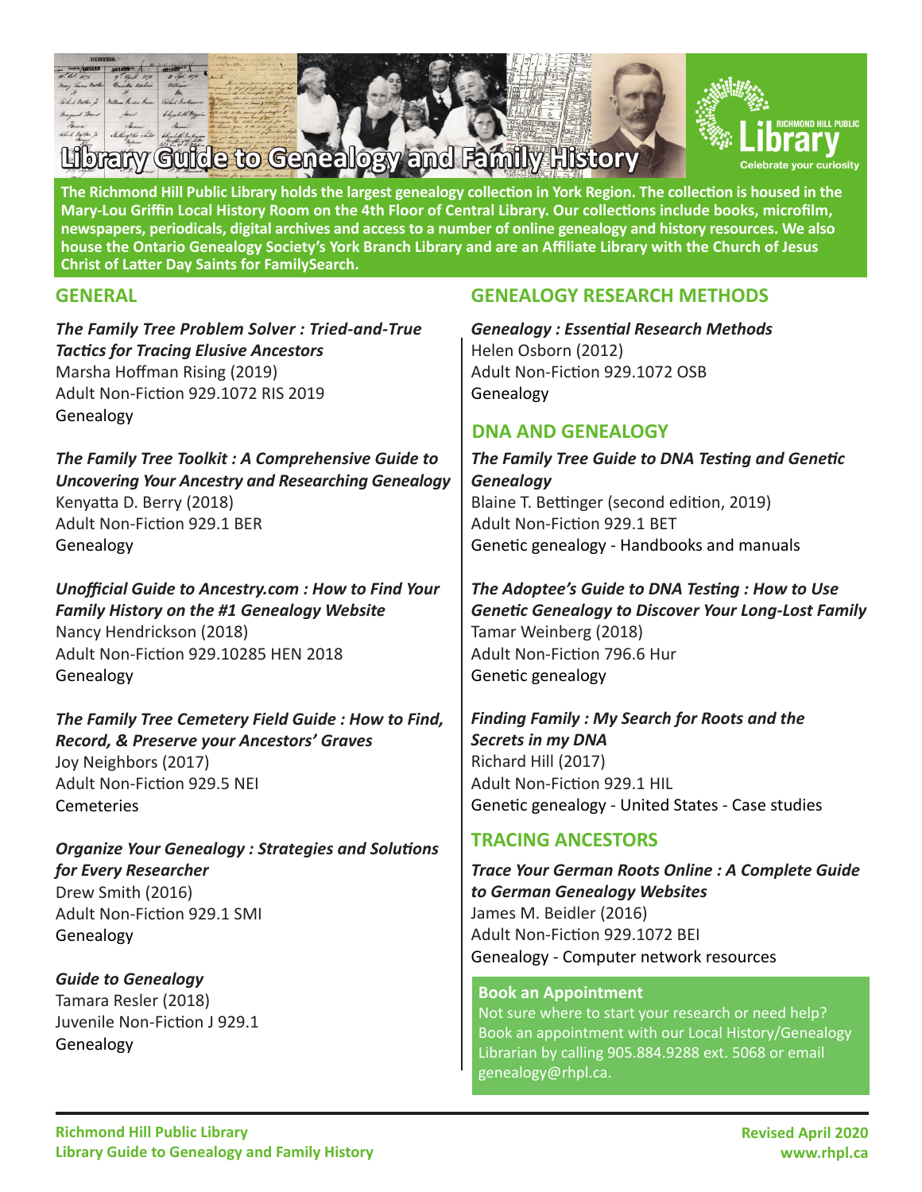# Library Guide to Genealogy and Family History

**The Richmond Hill Public Library holds the largest genealogy collection in York Region. The collection is housed in the Mary-Lou Griffin Local History Room on the 4th Floor of Central Library. Our collections include books, microfilm, newspapers, periodicals, digital archives and access to a number of online genealogy and history resources. We also house the Ontario Genealogy Society's York Branch Library and are an Affiliate Library with the Church of Jesus Christ of Latter Day Saints for FamilySearch.**

## GENERAL

***The Family Tree Problem Solver : Tried-and-True Tactics for Tracing Elusive Ancestors***
Marsha Hoffman Rising (2019)
Adult Non-Fiction 929.1072 RIS 2019
Genealogy

***The Family Tree Toolkit : A Comprehensive Guide to Uncovering Your Ancestry and Researching Genealogy***
Kenyatta D. Berry (2018)
Adult Non-Fiction 929.1 BER
Genealogy

***Unofficial Guide to Ancestry.com : How to Find Your Family History on the #1 Genealogy Website***
Nancy Hendrickson (2018)
Adult Non-Fiction 929.10285 HEN 2018
Genealogy

***The Family Tree Cemetery Field Guide : How to Find, Record, & Preserve your Ancestors' Graves***
Joy Neighbors (2017)
Adult Non-Fiction 929.5 NEI
Cemeteries

***Organize Your Genealogy : Strategies and Solutions for Every Researcher***
Drew Smith (2016)
Adult Non-Fiction 929.1 SMI
Genealogy

***Guide to Genealogy***
Tamara Resler (2018)
Juvenile Non-Fiction J 929.1
Genealogy

## GENEALOGY RESEARCH METHODS

***Genealogy : Essential Research Methods***
Helen Osborn (2012)
Adult Non-Fiction 929.1072 OSB
Genealogy

## DNA AND GENEALOGY

***The Family Tree Guide to DNA Testing and Genetic Genealogy***
Blaine T. Bettinger (second edition, 2019)
Adult Non-Fiction 929.1 BET
Genetic genealogy - Handbooks and manuals

***The Adoptee's Guide to DNA Testing : How to Use Genetic Genealogy to Discover Your Long-Lost Family***
Tamar Weinberg (2018)
Adult Non-Fiction 796.6 Hur
Genetic genealogy

***Finding Family : My Search for Roots and the Secrets in my DNA***
Richard Hill (2017)
Adult Non-Fiction 929.1 HIL
Genetic genealogy - United States - Case studies

## TRACING ANCESTORS

***Trace Your German Roots Online : A Complete Guide to German Genealogy Websites***
James M. Beidler (2016)
Adult Non-Fiction 929.1072 BEI
Genealogy - Computer network resources

**Book an Appointment**
Not sure where to start your research or need help? Book an appointment with our Local History/Genealogy Librarian by calling 905.884.9288 ext. 5068 or email genealogy@rhpl.ca.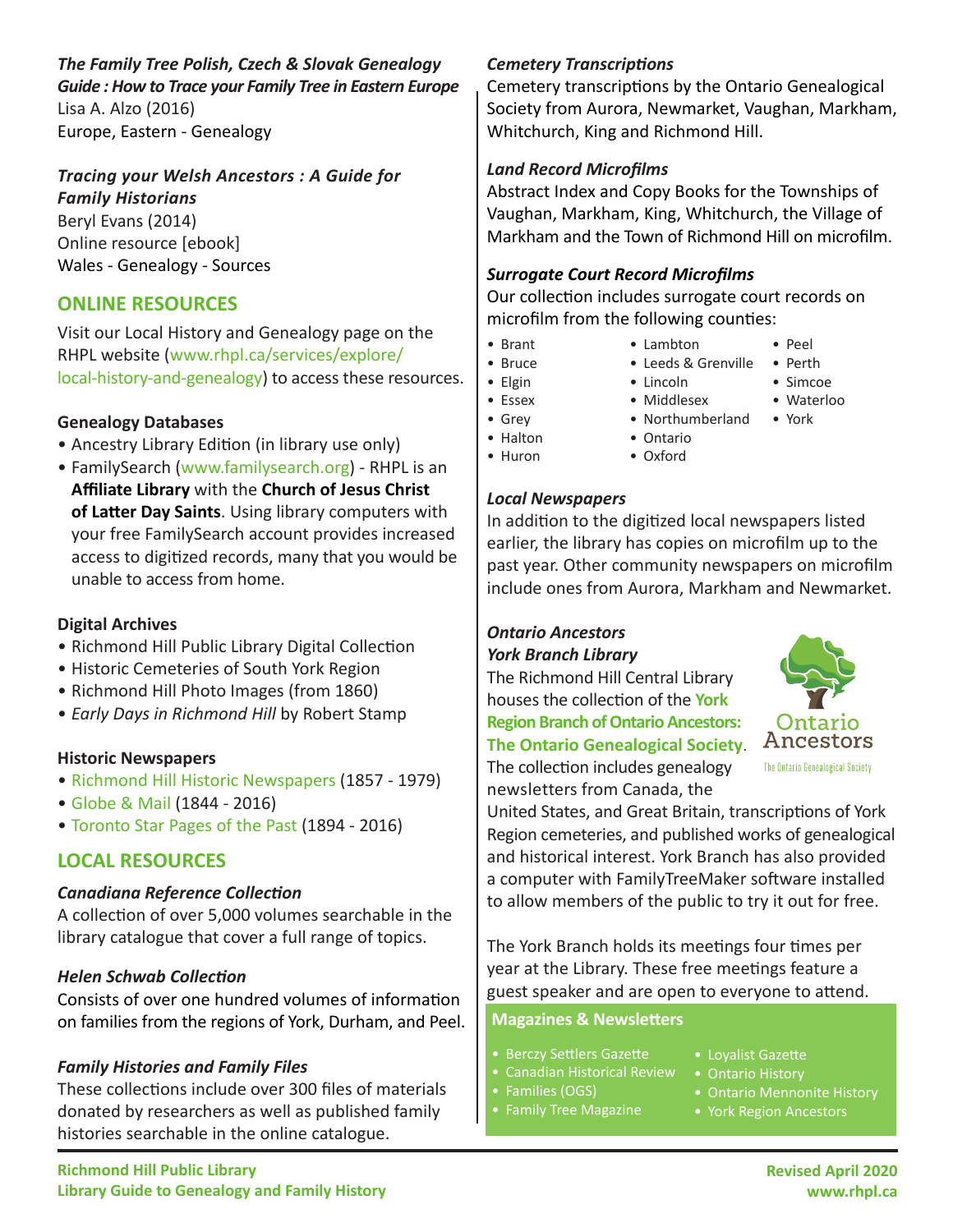*The Family Tree Polish, Czech & Slovak Genealogy Guide : How to Trace your Family Tree in Eastern Europe*
Lisa A. Alzo (2016)
Europe, Eastern - Genealogy

*Tracing your Welsh Ancestors : A Guide for Family Historians*
Beryl Evans (2014)
Online resource [ebook]
Wales - Genealogy - Sources

## ONLINE RESOURCES

Visit our Local History and Genealogy page on the RHPL website (www.rhpl.ca/services/explore/local-history-and-genealogy) to access these resources.

**Genealogy Databases**

- Ancestry Library Edition (in library use only)
- FamilySearch (www.familysearch.org) - RHPL is an **Affiliate Library** with the **Church of Jesus Christ of Latter Day Saints**. Using library computers with your free FamilySearch account provides increased access to digitized records, many that you would be unable to access from home.

**Digital Archives**

- Richmond Hill Public Library Digital Collection
- Historic Cemeteries of South York Region
- Richmond Hill Photo Images (from 1860)
- *Early Days in Richmond Hill* by Robert Stamp

**Historic Newspapers**

- Richmond Hill Historic Newspapers (1857 - 1979)
- Globe & Mail (1844 - 2016)
- Toronto Star Pages of the Past (1894 - 2016)

## LOCAL RESOURCES

***Canadiana Reference Collection***
A collection of over 5,000 volumes searchable in the library catalogue that cover a full range of topics.

***Helen Schwab Collection***
Consists of over one hundred volumes of information on families from the regions of York, Durham, and Peel.

***Family Histories and Family Files***
These collections include over 300 files of materials donated by researchers as well as published family histories searchable in the online catalogue.

***Cemetery Transcriptions***
Cemetery transcriptions by the Ontario Genealogical Society from Aurora, Newmarket, Vaughan, Markham, Whitchurch, King and Richmond Hill.

***Land Record Microfilms***
Abstract Index and Copy Books for the Townships of Vaughan, Markham, King, Whitchurch, the Village of Markham and the Town of Richmond Hill on microfilm.

***Surrogate Court Record Microfilms***
Our collection includes surrogate court records on microfilm from the following counties:

- Brant
- Bruce
- Elgin
- Essex
- Grey
- Halton
- Huron
- Lambton
- Leeds & Grenville
- Lincoln
- Middlesex
- Northumberland
- Ontario
- Oxford
- Peel
- Perth
- Simcoe
- Waterloo
- York

***Local Newspapers***
In addition to the digitized local newspapers listed earlier, the library has copies on microfilm up to the past year. Other community newspapers on microfilm include ones from Aurora, Markham and Newmarket.

***Ontario Ancestors York Branch Library***
The Richmond Hill Central Library houses the collection of the **York Region Branch of Ontario Ancestors: The Ontario Genealogical Society**. The collection includes genealogy newsletters from Canada, the United States, and Great Britain, transcriptions of York Region cemeteries, and published works of genealogical and historical interest. York Branch has also provided a computer with FamilyTreeMaker software installed to allow members of the public to try it out for free.

The York Branch holds its meetings four times per year at the Library. These free meetings feature a guest speaker and are open to everyone to attend.

**Magazines & Newsletters**

- Berczy Settlers Gazette
- Canadian Historical Review
- Families (OGS)
- Family Tree Magazine
- Loyalist Gazette
- Ontario History
- Ontario Mennonite History
- York Region Ancestors